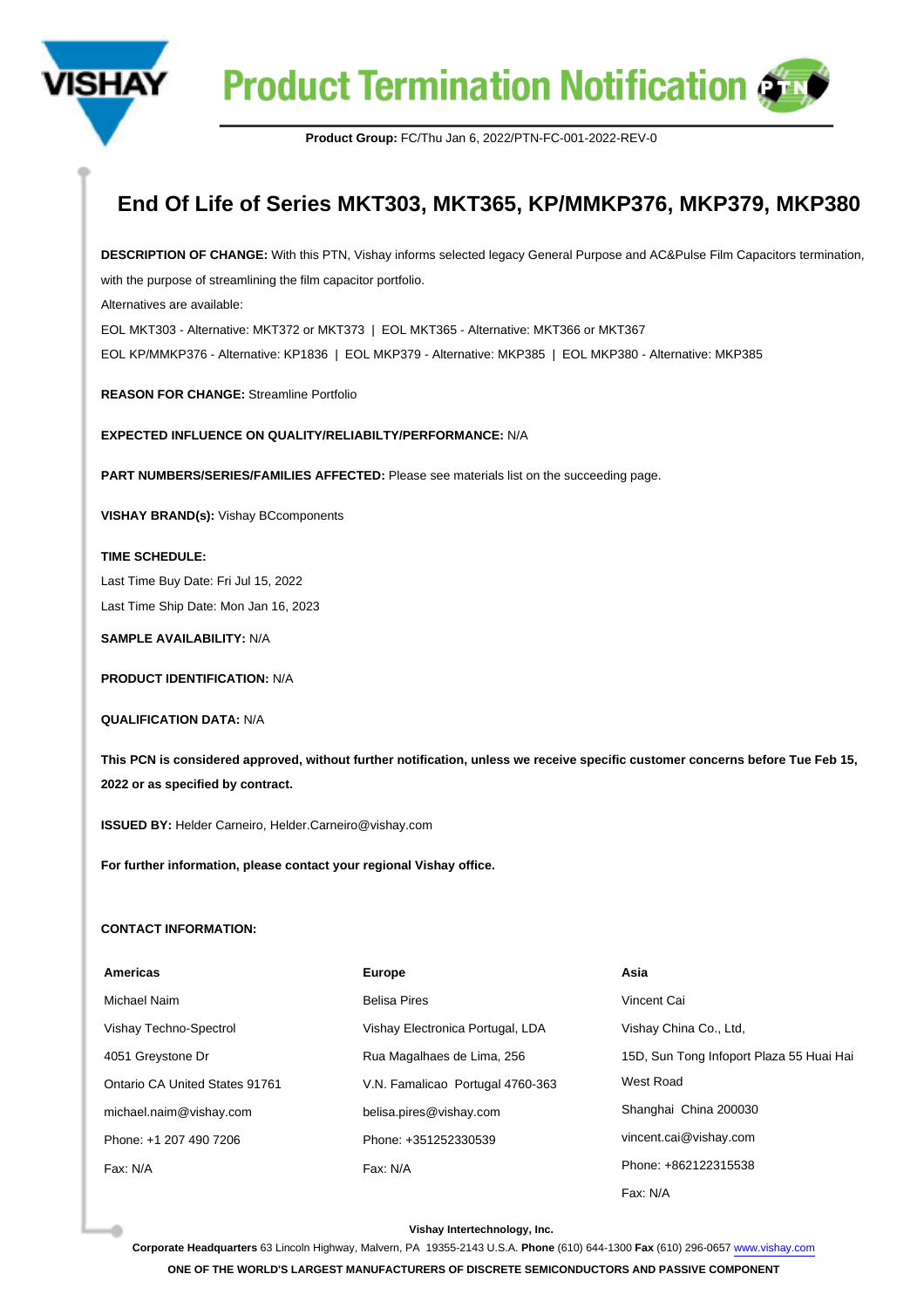# Product Termination Notification

**Product Group:** FC/Thu Jan 6, 2022/PTN-FC-001-2022-REV-0

## End Of Life of Series MKT303, MKT365, KP/MMKP376, MKP379, MKP380

**DESCRIPTION OF CHANGE:** With this PTN, Vishay informs selected legacy General Purpose and AC&Pulse Film Capacitors termination, with the purpose of streamlining the film capacitor portfolio.

Alternatives are available:

EOL MKT303 - Alternative: MKT372 or MKT373 | EOL MKT365 - Alternative: MKT366 or MKT367

EOL KP/MMKP376 - Alternative: KP1836 | EOL MKP379 - Alternative: MKP385 | EOL MKP380 - Alternative: MKP385

**REASON FOR CHANGE:** Streamline Portfolio

**EXPECTED INFLUENCE ON QUALITY/RELIABILTY/PERFORMANCE:** N/A

**PART NUMBERS/SERIES/FAMILIES AFFECTED:** Please see materials list on the succeeding page.

**VISHAY BRAND(s):** Vishay BCcomponents

**TIME SCHEDULE:**

Last Time Buy Date: Fri Jul 15, 2022

Last Time Ship Date: Mon Jan 16, 2023

**SAMPLE AVAILABILITY:** N/A

**PRODUCT IDENTIFICATION:** N/A

**QUALIFICATION DATA:** N/A

**This PCN is considered approved, without further notification, unless we receive specific customer concerns before Tue Feb 15, 2022 or as specified by contract.**

**ISSUED BY:** Helder Carneiro, Helder.Carneiro@vishay.com

**For further information, please contact your regional Vishay office.**

**CONTACT INFORMATION:**

| **Americas** | **Europe** | **Asia** |
|---|---|---|
| Michael Naim | Belisa Pires | Vincent Cai |
| Vishay Techno-Spectrol | Vishay Electronica Portugal, LDA | Vishay China Co., Ltd, |
| 4051 Greystone Dr | Rua Magalhaes de Lima, 256 | 15D, Sun Tong Infoport Plaza 55 Huai Hai West Road |
| Ontario CA United States 91761 | V.N. Famalicao Portugal 4760-363 | Shanghai China 200030 |
| michael.naim@vishay.com | belisa.pires@vishay.com | vincent.cai@vishay.com |
| Phone: +1 207 490 7206 | Phone: +351252330539 | Phone: +862122315538 |
| Fax: N/A | Fax: N/A | Fax: N/A |

**Vishay Intertechnology, Inc.**

**Corporate Headquarters** 63 Lincoln Highway, Malvern, PA 19355-2143 U.S.A. **Phone** (610) 644-1300 **Fax** (610) 296-0657 www.vishay.com

**ONE OF THE WORLD'S LARGEST MANUFACTURERS OF DISCRETE SEMICONDUCTORS AND PASSIVE COMPONENT**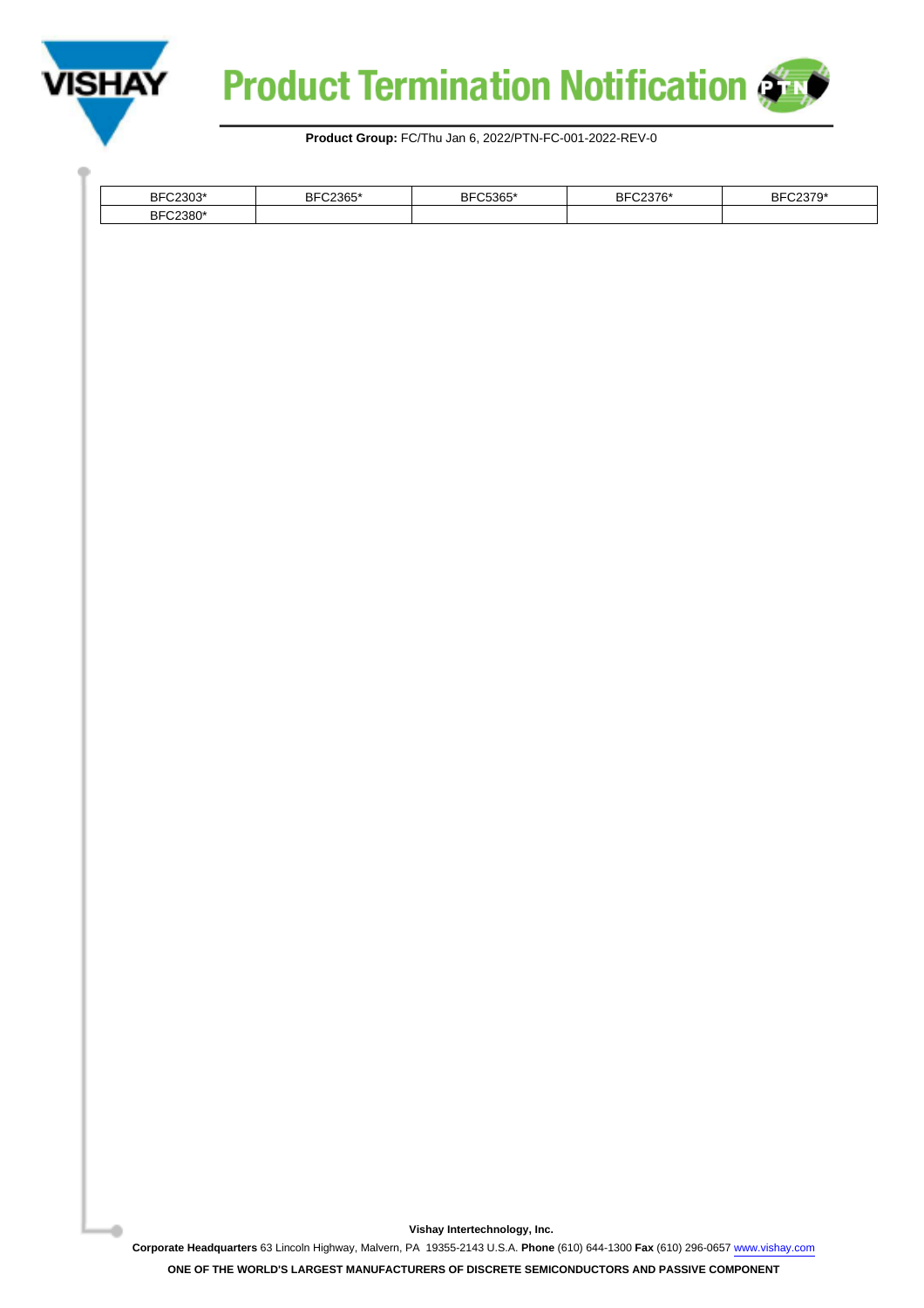| BFC2303* | BFC2365* | BFC5365* | BFC2376* | BFC2379* |
| --- | --- | --- | --- | --- |
| BFC2380* | | | | |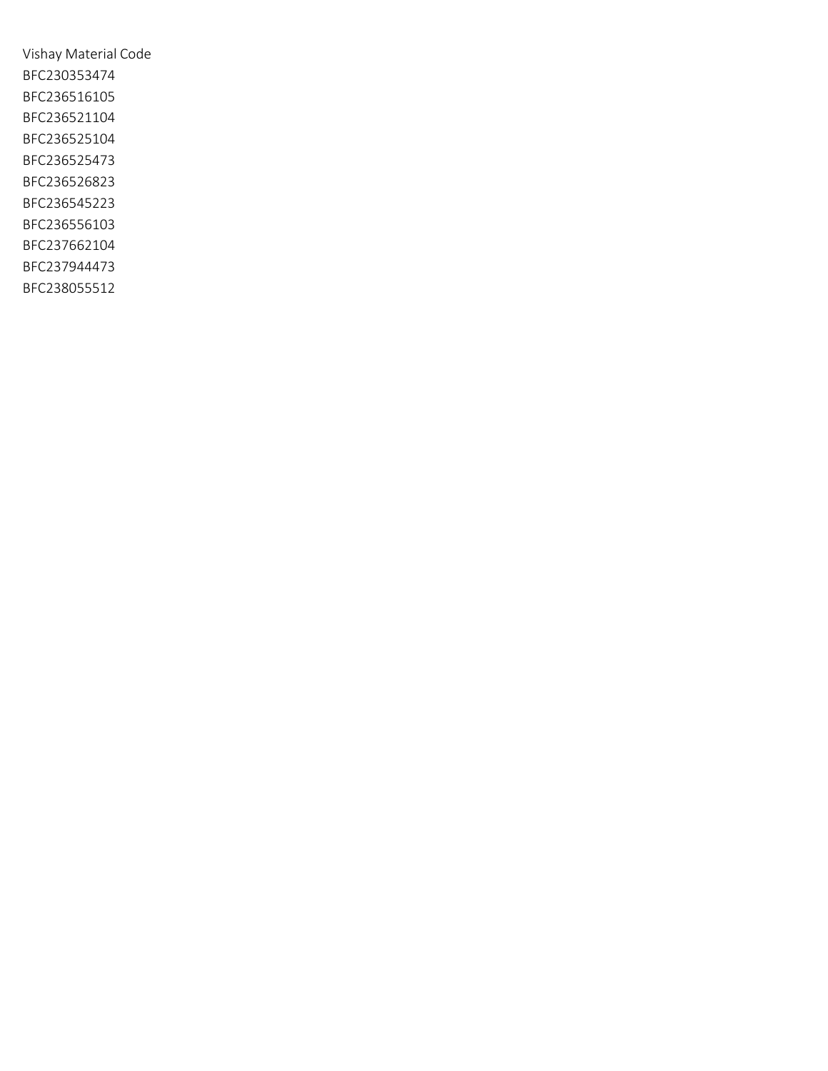| Vishay Material Code |
| --- |
| BFC230353474 |
| BFC236516105 |
| BFC236521104 |
| BFC236525104 |
| BFC236525473 |
| BFC236526823 |
| BFC236545223 |
| BFC236556103 |
| BFC237662104 |
| BFC237944473 |
| BFC238055512 |